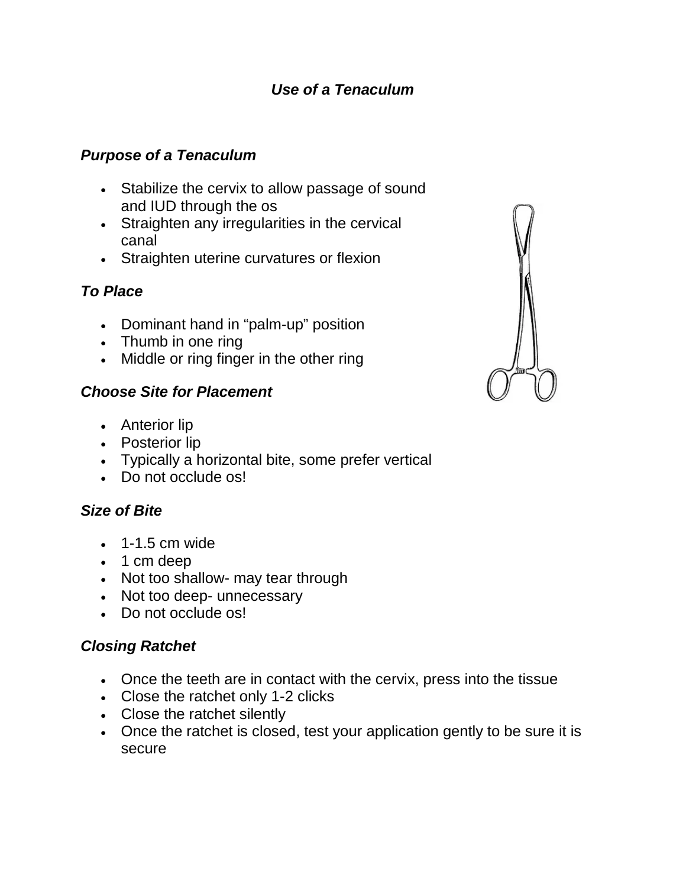# *Use of a Tenaculum*

## *Purpose of a Tenaculum*

- Stabilize the cervix to allow passage of sound and IUD through the os
- Straighten any irregularities in the cervical canal
- Straighten uterine curvatures or flexion

## *To Place*

- Dominant hand in "palm-up" position
- Thumb in one ring
- Middle or ring finger in the other ring

## *Choose Site for Placement*

- Anterior lip
- Posterior lip
- Typically a horizontal bite, some prefer vertical
- Do not occlude os!

## *Size of Bite*

- 1-1.5 cm wide
- 1 cm deep
- Not too shallow- may tear through
- Not too deep- unnecessary
- Do not occlude os!

## *Closing Ratchet*

- Once the teeth are in contact with the cervix, press into the tissue
- Close the ratchet only 1-2 clicks
- Close the ratchet silently
- Once the ratchet is closed, test your application gently to be sure it is secure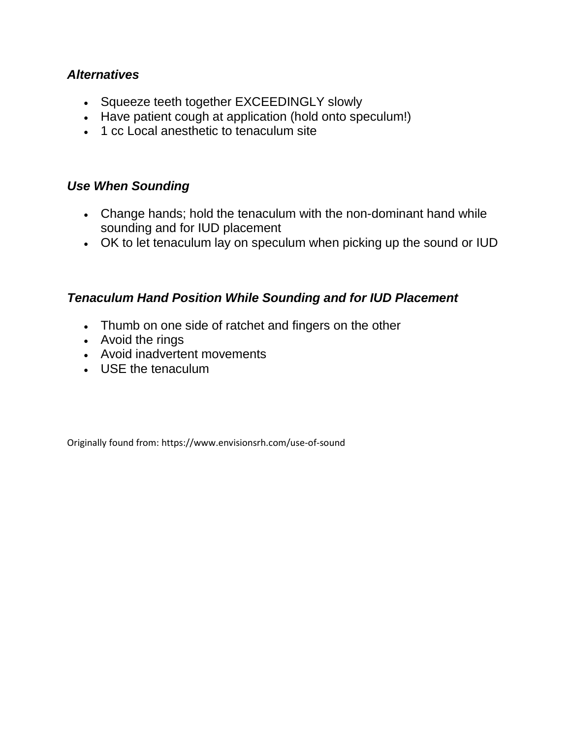### *Alternatives*

- Squeeze teeth together EXCEEDINGLY slowly
- Have patient cough at application (hold onto speculum!)
- 1 cc Local anesthetic to tenaculum site

### *Use When Sounding*

- Change hands; hold the tenaculum with the non-dominant hand while sounding and for IUD placement
- OK to let tenaculum lay on speculum when picking up the sound or IUD

### *Tenaculum Hand Position While Sounding and for IUD Placement*

- Thumb on one side of ratchet and fingers on the other
- Avoid the rings
- Avoid inadvertent movements
- USE the tenaculum

Originally found from: https://www.envisionsrh.com/use-of-sound